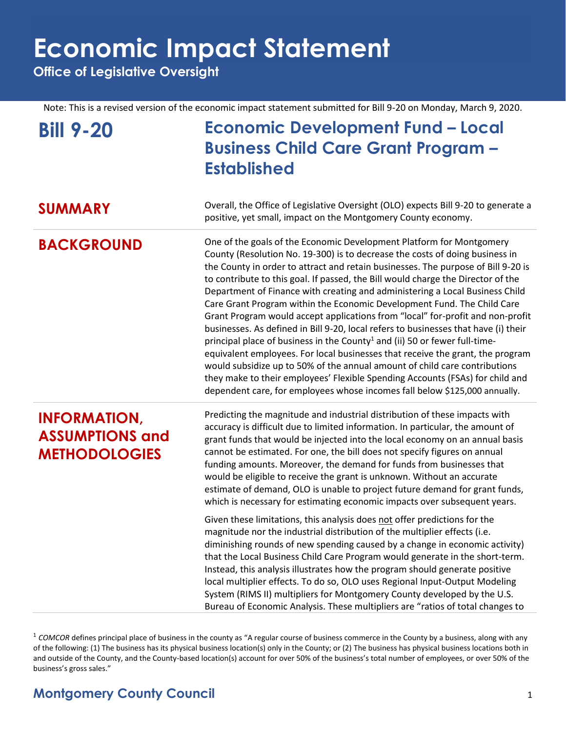# Economic Impact Statement

**Office of Legislative Oversight**

Note: This is a revised version of the economic impact statement submitted for Bill 9-20 on Monday, March 9, 2020.

## Bill 9-20 — Economic Development Fund – Local Business Child Care Grant Program – Established

## SUMMARY

Overall, the Office of Legislative Oversight (OLO) expects Bill 9-20 to generate a positive, yet small, impact on the Montgomery County economy.

## BACKGROUND

One of the goals of the Economic Development Platform for Montgomery County (Resolution No. 19-300) is to decrease the costs of doing business in the County in order to attract and retain businesses. The purpose of Bill 9-20 is to contribute to this goal. If passed, the Bill would charge the Director of the Department of Finance with creating and administering a Local Business Child Care Grant Program within the Economic Development Fund. The Child Care Grant Program would accept applications from "local" for-profit and non-profit businesses. As defined in Bill 9-20, local refers to businesses that have (i) their principal place of business in the County[1] and (ii) 50 or fewer full-time-equivalent employees. For local businesses that receive the grant, the program would subsidize up to 50% of the annual amount of child care contributions they make to their employees' Flexible Spending Accounts (FSAs) for child and dependent care, for employees whose incomes fall below $125,000 annually.

## INFORMATION, ASSUMPTIONS and METHODOLOGIES

Predicting the magnitude and industrial distribution of these impacts with accuracy is difficult due to limited information. In particular, the amount of grant funds that would be injected into the local economy on an annual basis cannot be estimated. For one, the bill does not specify figures on annual funding amounts. Moreover, the demand for funds from businesses that would be eligible to receive the grant is unknown. Without an accurate estimate of demand, OLO is unable to project future demand for grant funds, which is necessary for estimating economic impacts over subsequent years.

Given these limitations, this analysis does not offer predictions for the magnitude nor the industrial distribution of the multiplier effects (i.e. diminishing rounds of new spending caused by a change in economic activity) that the Local Business Child Care Program would generate in the short-term. Instead, this analysis illustrates how the program should generate positive local multiplier effects. To do so, OLO uses Regional Input-Output Modeling System (RIMS II) multipliers for Montgomery County developed by the U.S. Bureau of Economic Analysis. These multipliers are "ratios of total changes to

[1] *COMCOR* defines principal place of business in the county as "A regular course of business commerce in the County by a business, along with any of the following: (1) The business has its physical business location(s) only in the County; or (2) The business has physical business locations both in and outside of the County, and the County-based location(s) account for over 50% of the business's total number of employees, or over 50% of the business's gross sales."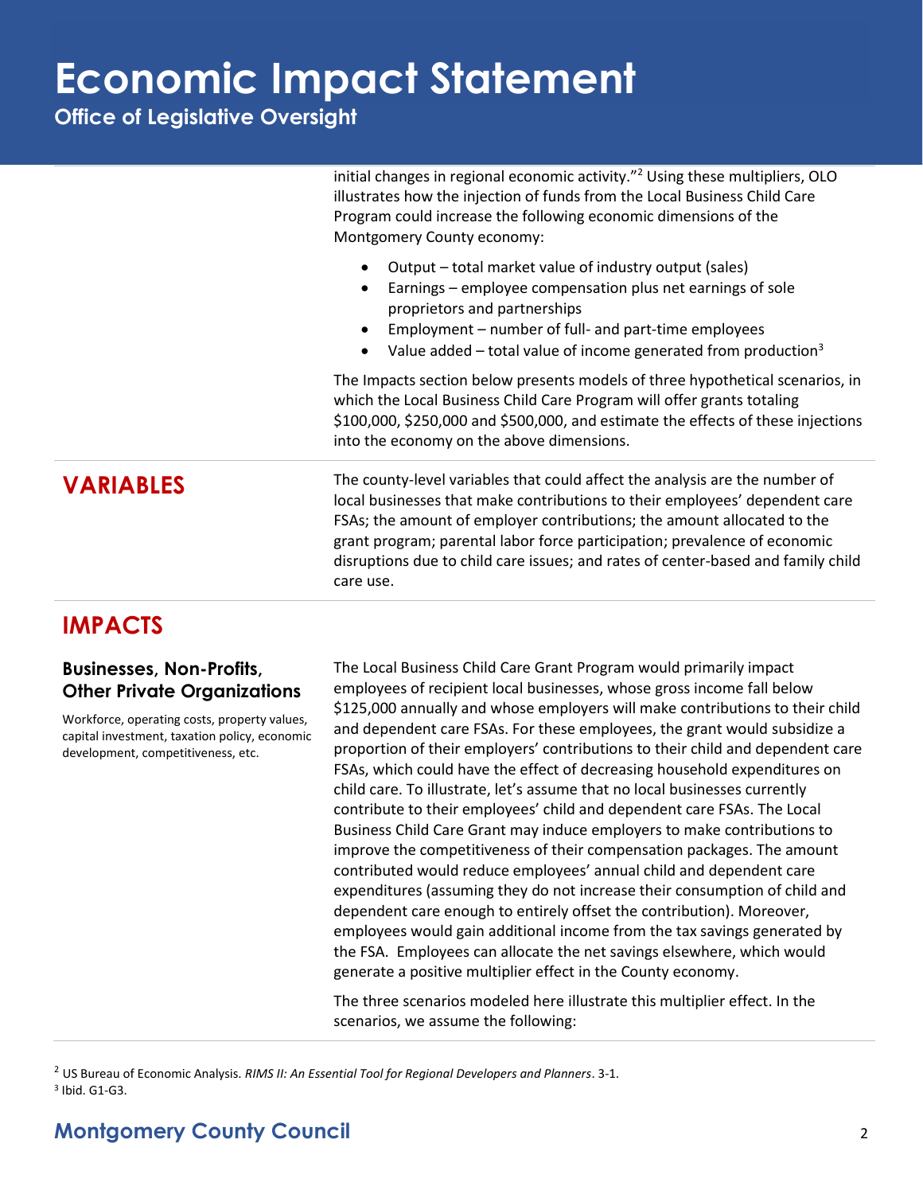initial changes in regional economic activity."[2] Using these multipliers, OLO illustrates how the injection of funds from the Local Business Child Care Program could increase the following economic dimensions of the Montgomery County economy:

- Output – total market value of industry output (sales)
- Earnings – employee compensation plus net earnings of sole proprietors and partnerships
- Employment – number of full- and part-time employees
- Value added – total value of income generated from production[3]

The Impacts section below presents models of three hypothetical scenarios, in which the Local Business Child Care Program will offer grants totaling $100,000, $250,000 and $500,000, and estimate the effects of these injections into the economy on the above dimensions.

## VARIABLES

The county-level variables that could affect the analysis are the number of local businesses that make contributions to their employees' dependent care FSAs; the amount of employer contributions; the amount allocated to the grant program; parental labor force participation; prevalence of economic disruptions due to child care issues; and rates of center-based and family child care use.

## IMPACTS

### Businesses, Non-Profits, Other Private Organizations

Workforce, operating costs, property values, capital investment, taxation policy, economic development, competitiveness, etc.

The Local Business Child Care Grant Program would primarily impact employees of recipient local businesses, whose gross income fall below $125,000 annually and whose employers will make contributions to their child and dependent care FSAs. For these employees, the grant would subsidize a proportion of their employers' contributions to their child and dependent care FSAs, which could have the effect of decreasing household expenditures on child care. To illustrate, let's assume that no local businesses currently contribute to their employees' child and dependent care FSAs. The Local Business Child Care Grant may induce employers to make contributions to improve the competitiveness of their compensation packages. The amount contributed would reduce employees' annual child and dependent care expenditures (assuming they do not increase their consumption of child and dependent care enough to entirely offset the contribution). Moreover, employees would gain additional income from the tax savings generated by the FSA. Employees can allocate the net savings elsewhere, which would generate a positive multiplier effect in the County economy.

The three scenarios modeled here illustrate this multiplier effect. In the scenarios, we assume the following:

[2] US Bureau of Economic Analysis. *RIMS II: An Essential Tool for Regional Developers and Planners*. 3-1.
[3] Ibid. G1-G3.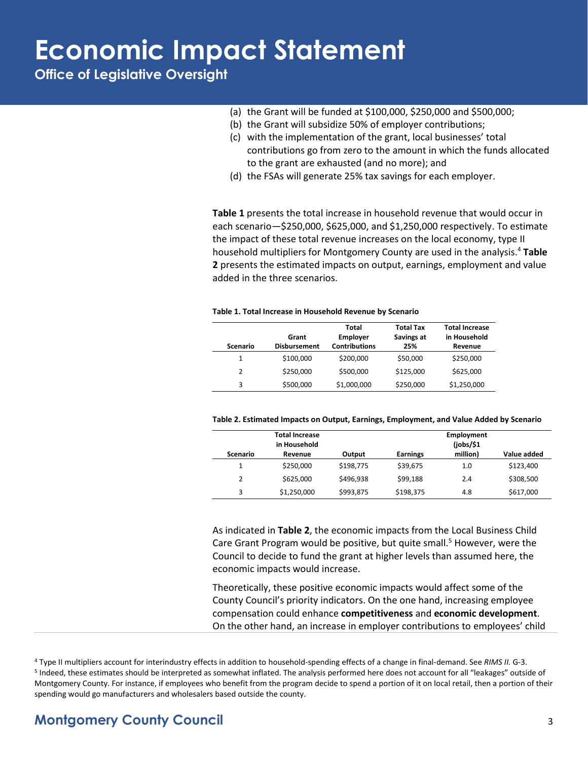(a) the Grant will be funded at $100,000, $250,000 and $500,000;
(b) the Grant will subsidize 50% of employer contributions;
(c) with the implementation of the grant, local businesses' total contributions go from zero to the amount in which the funds allocated to the grant are exhausted (and no more); and
(d) the FSAs will generate 25% tax savings for each employer.

**Table 1** presents the total increase in household revenue that would occur in each scenario—$250,000, $625,000, and $1,250,000 respectively. To estimate the impact of these total revenue increases on the local economy, type II household multipliers for Montgomery County are used in the analysis.[4] **Table 2** presents the estimated impacts on output, earnings, employment and value added in the three scenarios.

**Table 1. Total Increase in Household Revenue by Scenario**

| Scenario | Grant Disbursement | Total Employer Contributions | Total Tax Savings at 25% | Total Increase in Household Revenue |
|---|---|---|---|---|
| 1 | $100,000 | $200,000 | $50,000 | $250,000 |
| 2 | $250,000 | $500,000 | $125,000 | $625,000 |
| 3 | $500,000 | $1,000,000 | $250,000 | $1,250,000 |

**Table 2. Estimated Impacts on Output, Earnings, Employment, and Value Added by Scenario**

| Scenario | Total Increase in Household Revenue | Output | Earnings | Employment (jobs/$1 million) | Value added |
|---|---|---|---|---|---|
| 1 | $250,000 | $198,775 | $39,675 | 1.0 | $123,400 |
| 2 | $625,000 | $496,938 | $99,188 | 2.4 | $308,500 |
| 3 | $1,250,000 | $993,875 | $198,375 | 4.8 | $617,000 |

As indicated in **Table 2**, the economic impacts from the Local Business Child Care Grant Program would be positive, but quite small.[5] However, were the Council to decide to fund the grant at higher levels than assumed here, the economic impacts would increase.

Theoretically, these positive economic impacts would affect some of the County Council's priority indicators. On the one hand, increasing employee compensation could enhance **competitiveness** and **economic development**. On the other hand, an increase in employer contributions to employees' child

[4] Type II multipliers account for interindustry effects in addition to household-spending effects of a change in final-demand. See *RIMS II.* G-3.

[5] Indeed, these estimates should be interpreted as somewhat inflated. The analysis performed here does not account for all "leakages" outside of Montgomery County. For instance, if employees who benefit from the program decide to spend a portion of it on local retail, then a portion of their spending would go manufacturers and wholesalers based outside the county.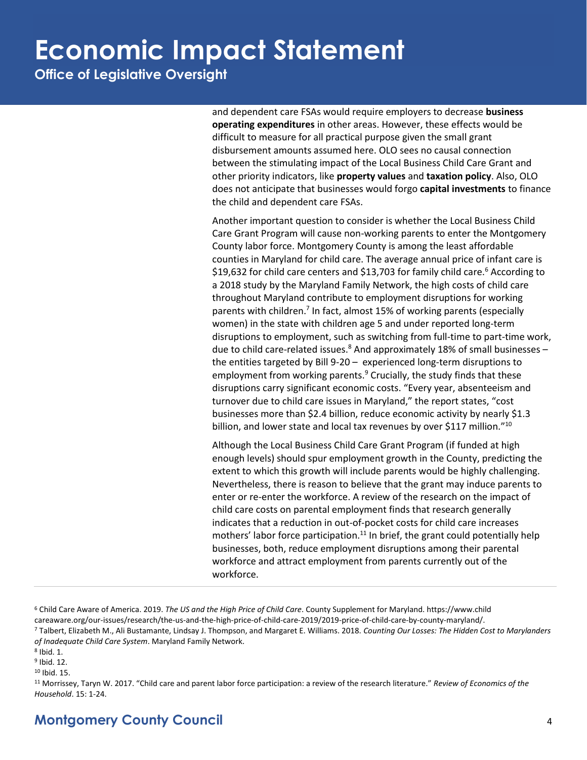and dependent care FSAs would require employers to decrease **business operating expenditures** in other areas. However, these effects would be difficult to measure for all practical purpose given the small grant disbursement amounts assumed here. OLO sees no causal connection between the stimulating impact of the Local Business Child Care Grant and other priority indicators, like **property values** and **taxation policy**. Also, OLO does not anticipate that businesses would forgo **capital investments** to finance the child and dependent care FSAs.

Another important question to consider is whether the Local Business Child Care Grant Program will cause non-working parents to enter the Montgomery County labor force. Montgomery County is among the least affordable counties in Maryland for child care. The average annual price of infant care is $19,632 for child care centers and $13,703 for family child care.[6] According to a 2018 study by the Maryland Family Network, the high costs of child care throughout Maryland contribute to employment disruptions for working parents with children.[7] In fact, almost 15% of working parents (especially women) in the state with children age 5 and under reported long-term disruptions to employment, such as switching from full-time to part-time work, due to child care-related issues.[8] And approximately 18% of small businesses – the entities targeted by Bill 9-20 – experienced long-term disruptions to employment from working parents.[9] Crucially, the study finds that these disruptions carry significant economic costs. "Every year, absenteeism and turnover due to child care issues in Maryland," the report states, "cost businesses more than $2.4 billion, reduce economic activity by nearly $1.3 billion, and lower state and local tax revenues by over $117 million."[10]

Although the Local Business Child Care Grant Program (if funded at high enough levels) should spur employment growth in the County, predicting the extent to which this growth will include parents would be highly challenging. Nevertheless, there is reason to believe that the grant may induce parents to enter or re-enter the workforce. A review of the research on the impact of child care costs on parental employment finds that research generally indicates that a reduction in out-of-pocket costs for child care increases mothers' labor force participation.[11] In brief, the grant could potentially help businesses, both, reduce employment disruptions among their parental workforce and attract employment from parents currently out of the workforce.

---

[6] Child Care Aware of America. 2019. *The US and the High Price of Child Care*. County Supplement for Maryland. https://www.childcareaware.org/our-issues/research/the-us-and-the-high-price-of-child-care-2019/2019-price-of-child-care-by-county-maryland/.

[7] Talbert, Elizabeth M., Ali Bustamante, Lindsay J. Thompson, and Margaret E. Williams. 2018. *Counting Our Losses: The Hidden Cost to Marylanders of Inadequate Child Care System*. Maryland Family Network.

[8] Ibid. 1.

[9] Ibid. 12.

[10] Ibid. 15.

[11] Morrissey, Taryn W. 2017. "Child care and parent labor force participation: a review of the research literature." *Review of Economics of the Household*. 15: 1-24.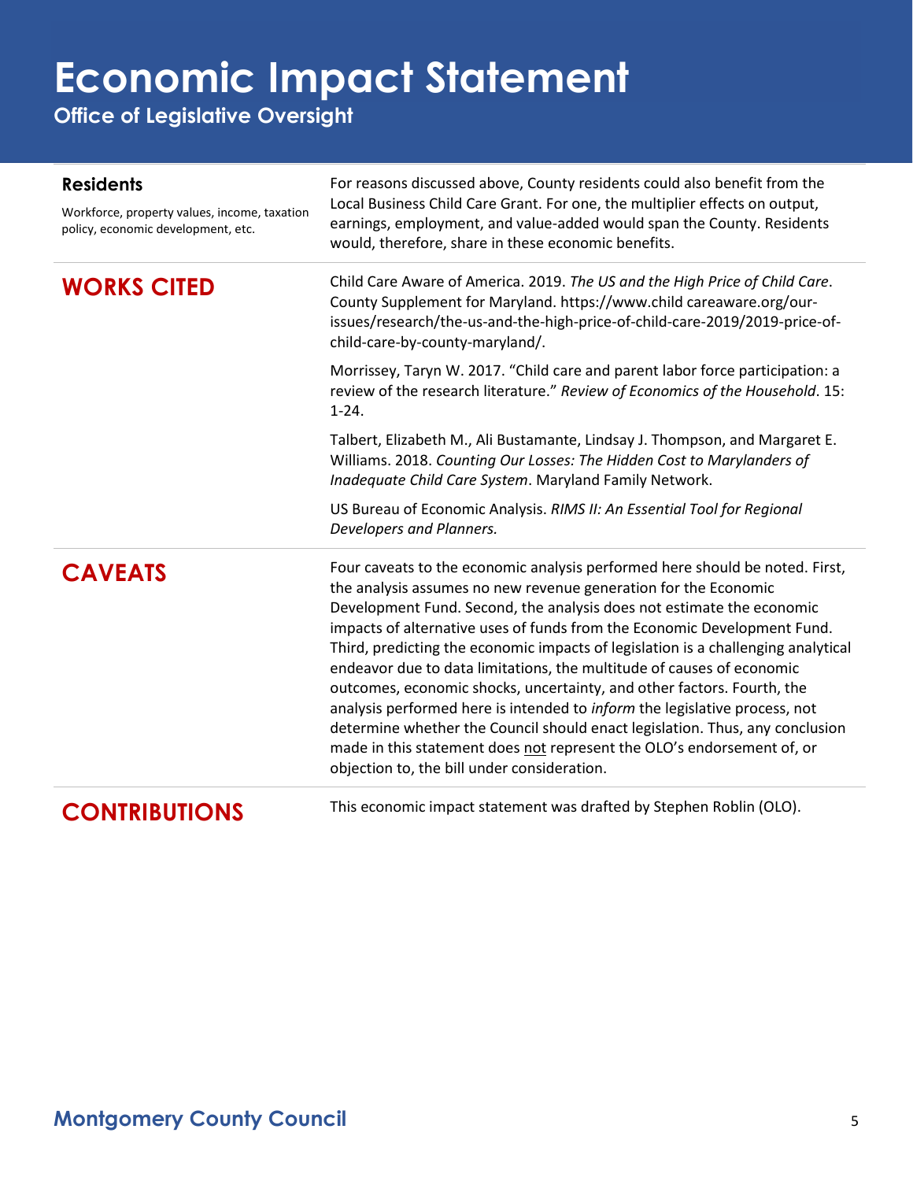**Residents**

Workforce, property values, income, taxation policy, economic development, etc.

For reasons discussed above, County residents could also benefit from the Local Business Child Care Grant. For one, the multiplier effects on output, earnings, employment, and value-added would span the County. Residents would, therefore, share in these economic benefits.

## WORKS CITED

Child Care Aware of America. 2019. *The US and the High Price of Child Care*. County Supplement for Maryland. https://www.child careaware.org/our-issues/research/the-us-and-the-high-price-of-child-care-2019/2019-price-of-child-care-by-county-maryland/.

Morrissey, Taryn W. 2017. "Child care and parent labor force participation: a review of the research literature." *Review of Economics of the Household*. 15: 1-24.

Talbert, Elizabeth M., Ali Bustamante, Lindsay J. Thompson, and Margaret E. Williams. 2018. *Counting Our Losses: The Hidden Cost to Marylanders of Inadequate Child Care System*. Maryland Family Network.

US Bureau of Economic Analysis. *RIMS II: An Essential Tool for Regional Developers and Planners.*

## CAVEATS

Four caveats to the economic analysis performed here should be noted. First, the analysis assumes no new revenue generation for the Economic Development Fund. Second, the analysis does not estimate the economic impacts of alternative uses of funds from the Economic Development Fund. Third, predicting the economic impacts of legislation is a challenging analytical endeavor due to data limitations, the multitude of causes of economic outcomes, economic shocks, uncertainty, and other factors. Fourth, the analysis performed here is intended to *inform* the legislative process, not determine whether the Council should enact legislation. Thus, any conclusion made in this statement does not represent the OLO's endorsement of, or objection to, the bill under consideration.

## CONTRIBUTIONS

This economic impact statement was drafted by Stephen Roblin (OLO).